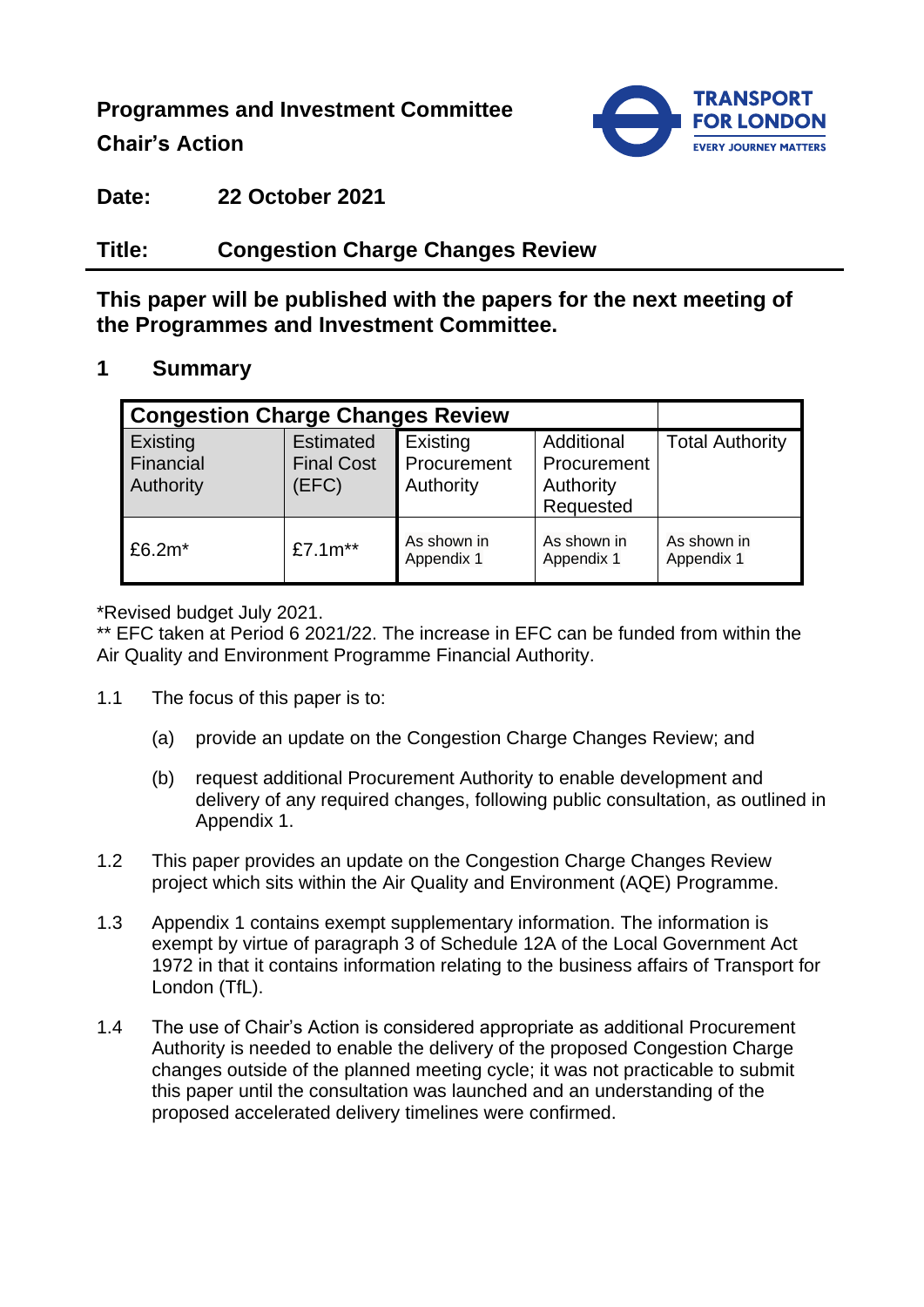**Programmes and Investment Committee**

**Chair's Action**

**Date:** **22 October 2021**

**Title:** **Congestion Charge Changes Review**

**This paper will be published with the papers for the next meeting of the Programmes and Investment Committee.**

## 1 Summary

| Congestion Charge Changes Review | | | | |
|---|---|---|---|---|
| Existing Financial Authority | Estimated Final Cost (EFC) | Existing Procurement Authority | Additional Procurement Authority Requested | Total Authority |
| £6.2m* | £7.1m** | As shown in Appendix 1 | As shown in Appendix 1 | As shown in Appendix 1 |

*Revised budget July 2021.

** EFC taken at Period 6 2021/22. The increase in EFC can be funded from within the Air Quality and Environment Programme Financial Authority.

1.1 The focus of this paper is to:

(a) provide an update on the Congestion Charge Changes Review; and

(b) request additional Procurement Authority to enable development and delivery of any required changes, following public consultation, as outlined in Appendix 1.

1.2 This paper provides an update on the Congestion Charge Changes Review project which sits within the Air Quality and Environment (AQE) Programme.

1.3 Appendix 1 contains exempt supplementary information. The information is exempt by virtue of paragraph 3 of Schedule 12A of the Local Government Act 1972 in that it contains information relating to the business affairs of Transport for London (TfL).

1.4 The use of Chair's Action is considered appropriate as additional Procurement Authority is needed to enable the delivery of the proposed Congestion Charge changes outside of the planned meeting cycle; it was not practicable to submit this paper until the consultation was launched and an understanding of the proposed accelerated delivery timelines were confirmed.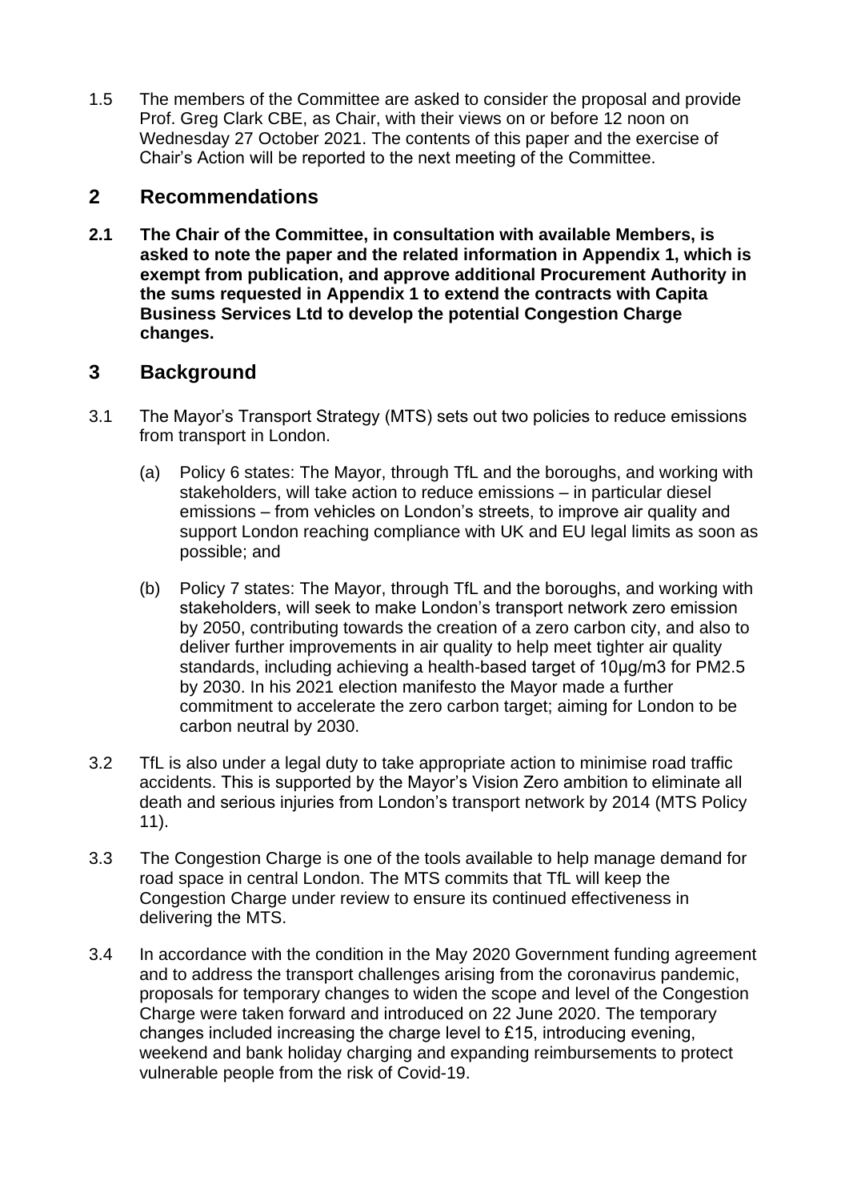1.5 The members of the Committee are asked to consider the proposal and provide Prof. Greg Clark CBE, as Chair, with their views on or before 12 noon on Wednesday 27 October 2021. The contents of this paper and the exercise of Chair's Action will be reported to the next meeting of the Committee.

## 2 Recommendations

**2.1 The Chair of the Committee, in consultation with available Members, is asked to note the paper and the related information in Appendix 1, which is exempt from publication, and approve additional Procurement Authority in the sums requested in Appendix 1 to extend the contracts with Capita Business Services Ltd to develop the potential Congestion Charge changes.**

## 3 Background

3.1 The Mayor's Transport Strategy (MTS) sets out two policies to reduce emissions from transport in London.

(a) Policy 6 states: The Mayor, through TfL and the boroughs, and working with stakeholders, will take action to reduce emissions – in particular diesel emissions – from vehicles on London's streets, to improve air quality and support London reaching compliance with UK and EU legal limits as soon as possible; and

(b) Policy 7 states: The Mayor, through TfL and the boroughs, and working with stakeholders, will seek to make London's transport network zero emission by 2050, contributing towards the creation of a zero carbon city, and also to deliver further improvements in air quality to help meet tighter air quality standards, including achieving a health-based target of 10μg/m3 for PM2.5 by 2030. In his 2021 election manifesto the Mayor made a further commitment to accelerate the zero carbon target; aiming for London to be carbon neutral by 2030.

3.2 TfL is also under a legal duty to take appropriate action to minimise road traffic accidents. This is supported by the Mayor's Vision Zero ambition to eliminate all death and serious injuries from London's transport network by 2014 (MTS Policy 11).

3.3 The Congestion Charge is one of the tools available to help manage demand for road space in central London. The MTS commits that TfL will keep the Congestion Charge under review to ensure its continued effectiveness in delivering the MTS.

3.4 In accordance with the condition in the May 2020 Government funding agreement and to address the transport challenges arising from the coronavirus pandemic, proposals for temporary changes to widen the scope and level of the Congestion Charge were taken forward and introduced on 22 June 2020. The temporary changes included increasing the charge level to £15, introducing evening, weekend and bank holiday charging and expanding reimbursements to protect vulnerable people from the risk of Covid-19.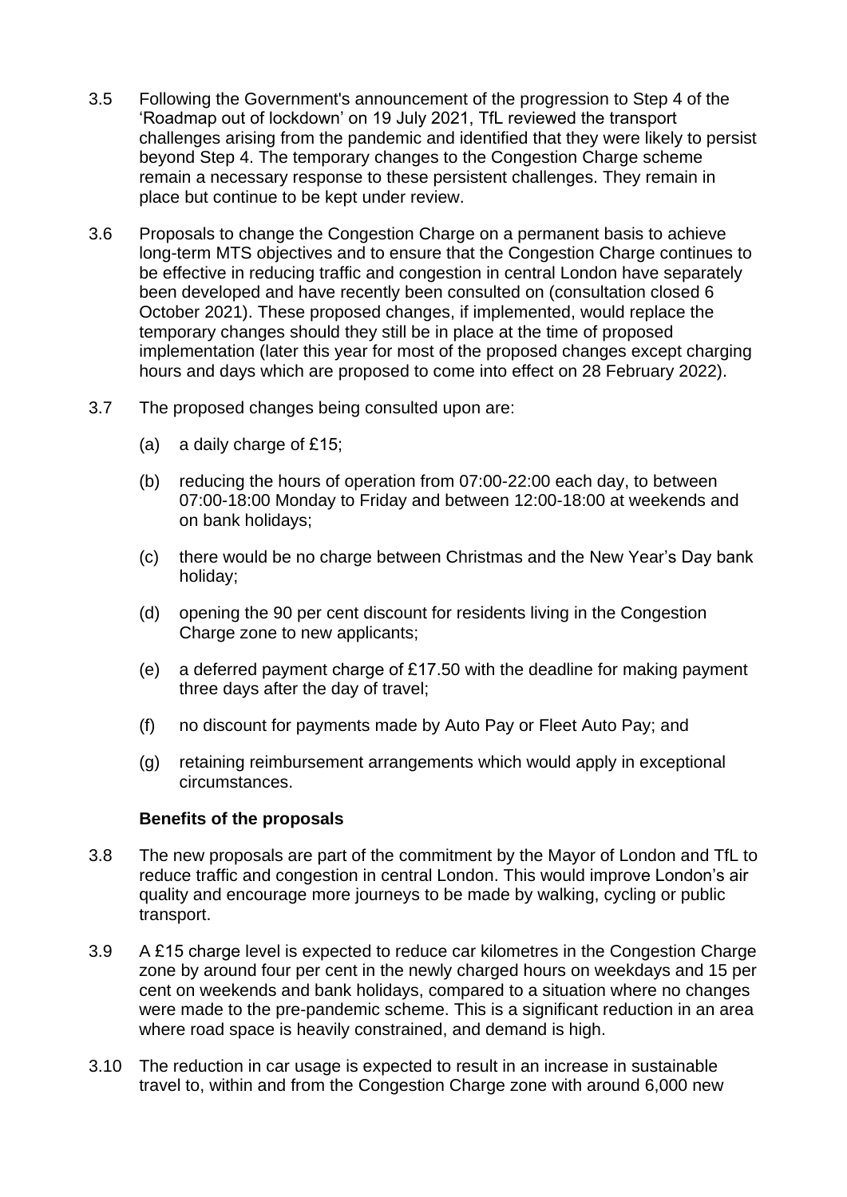3.5 Following the Government's announcement of the progression to Step 4 of the 'Roadmap out of lockdown' on 19 July 2021, TfL reviewed the transport challenges arising from the pandemic and identified that they were likely to persist beyond Step 4. The temporary changes to the Congestion Charge scheme remain a necessary response to these persistent challenges. They remain in place but continue to be kept under review.

3.6 Proposals to change the Congestion Charge on a permanent basis to achieve long-term MTS objectives and to ensure that the Congestion Charge continues to be effective in reducing traffic and congestion in central London have separately been developed and have recently been consulted on (consultation closed 6 October 2021). These proposed changes, if implemented, would replace the temporary changes should they still be in place at the time of proposed implementation (later this year for most of the proposed changes except charging hours and days which are proposed to come into effect on 28 February 2022).

3.7 The proposed changes being consulted upon are:

(a) a daily charge of £15;

(b) reducing the hours of operation from 07:00-22:00 each day, to between 07:00-18:00 Monday to Friday and between 12:00-18:00 at weekends and on bank holidays;

(c) there would be no charge between Christmas and the New Year's Day bank holiday;

(d) opening the 90 per cent discount for residents living in the Congestion Charge zone to new applicants;

(e) a deferred payment charge of £17.50 with the deadline for making payment three days after the day of travel;

(f) no discount for payments made by Auto Pay or Fleet Auto Pay; and

(g) retaining reimbursement arrangements which would apply in exceptional circumstances.

**Benefits of the proposals**

3.8 The new proposals are part of the commitment by the Mayor of London and TfL to reduce traffic and congestion in central London. This would improve London's air quality and encourage more journeys to be made by walking, cycling or public transport.

3.9 A £15 charge level is expected to reduce car kilometres in the Congestion Charge zone by around four per cent in the newly charged hours on weekdays and 15 per cent on weekends and bank holidays, compared to a situation where no changes were made to the pre-pandemic scheme. This is a significant reduction in an area where road space is heavily constrained, and demand is high.

3.10 The reduction in car usage is expected to result in an increase in sustainable travel to, within and from the Congestion Charge zone with around 6,000 new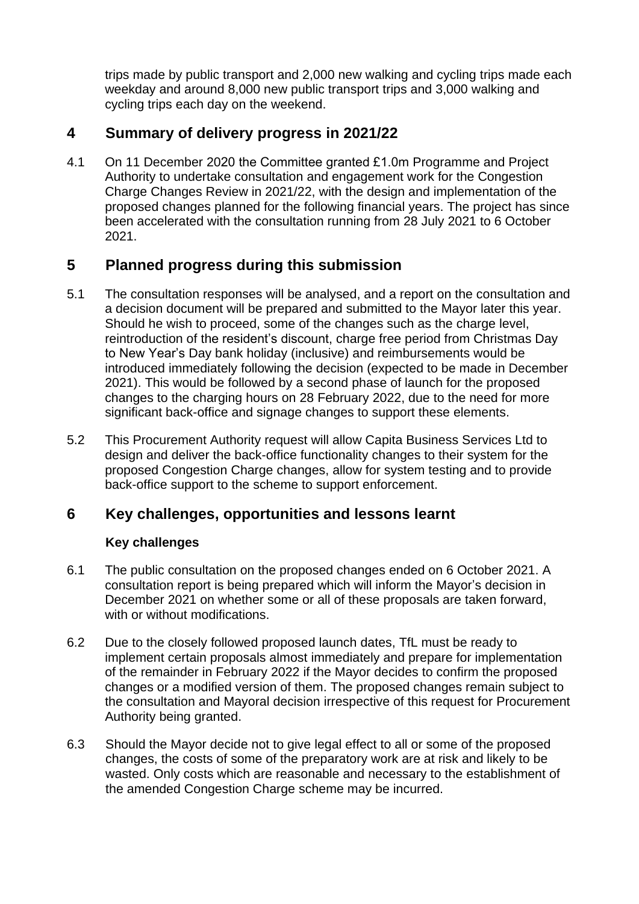trips made by public transport and 2,000 new walking and cycling trips made each weekday and around 8,000 new public transport trips and 3,000 walking and cycling trips each day on the weekend.

## 4 Summary of delivery progress in 2021/22

4.1 On 11 December 2020 the Committee granted £1.0m Programme and Project Authority to undertake consultation and engagement work for the Congestion Charge Changes Review in 2021/22, with the design and implementation of the proposed changes planned for the following financial years. The project has since been accelerated with the consultation running from 28 July 2021 to 6 October 2021.

## 5 Planned progress during this submission

5.1 The consultation responses will be analysed, and a report on the consultation and a decision document will be prepared and submitted to the Mayor later this year. Should he wish to proceed, some of the changes such as the charge level, reintroduction of the resident's discount, charge free period from Christmas Day to New Year's Day bank holiday (inclusive) and reimbursements would be introduced immediately following the decision (expected to be made in December 2021). This would be followed by a second phase of launch for the proposed changes to the charging hours on 28 February 2022, due to the need for more significant back-office and signage changes to support these elements.

5.2 This Procurement Authority request will allow Capita Business Services Ltd to design and deliver the back-office functionality changes to their system for the proposed Congestion Charge changes, allow for system testing and to provide back-office support to the scheme to support enforcement.

## 6 Key challenges, opportunities and lessons learnt

### Key challenges

6.1 The public consultation on the proposed changes ended on 6 October 2021. A consultation report is being prepared which will inform the Mayor's decision in December 2021 on whether some or all of these proposals are taken forward, with or without modifications.

6.2 Due to the closely followed proposed launch dates, TfL must be ready to implement certain proposals almost immediately and prepare for implementation of the remainder in February 2022 if the Mayor decides to confirm the proposed changes or a modified version of them. The proposed changes remain subject to the consultation and Mayoral decision irrespective of this request for Procurement Authority being granted.

6.3 Should the Mayor decide not to give legal effect to all or some of the proposed changes, the costs of some of the preparatory work are at risk and likely to be wasted. Only costs which are reasonable and necessary to the establishment of the amended Congestion Charge scheme may be incurred.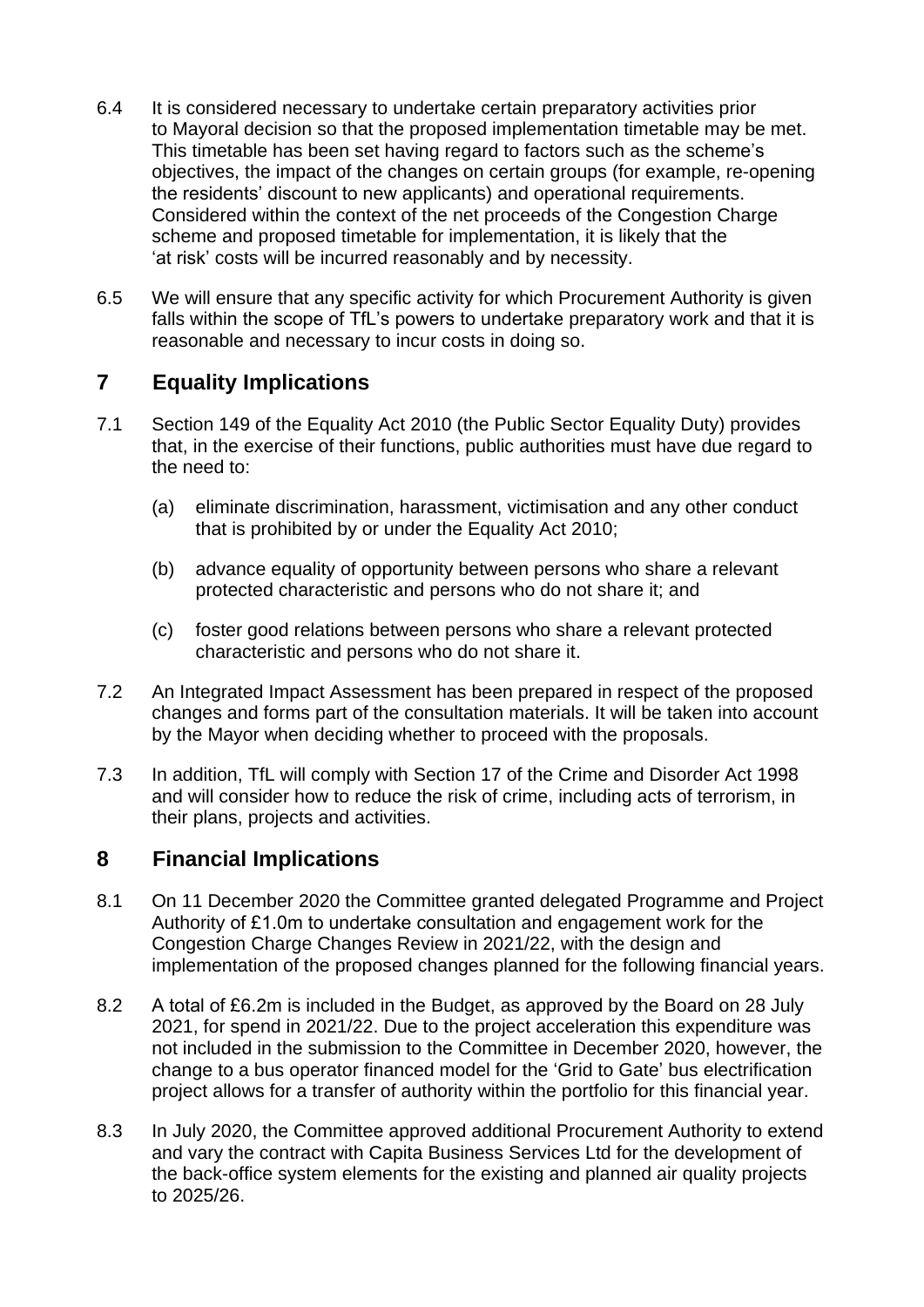6.4 It is considered necessary to undertake certain preparatory activities prior to Mayoral decision so that the proposed implementation timetable may be met. This timetable has been set having regard to factors such as the scheme's objectives, the impact of the changes on certain groups (for example, re-opening the residents' discount to new applicants) and operational requirements. Considered within the context of the net proceeds of the Congestion Charge scheme and proposed timetable for implementation, it is likely that the 'at risk' costs will be incurred reasonably and by necessity.

6.5 We will ensure that any specific activity for which Procurement Authority is given falls within the scope of TfL's powers to undertake preparatory work and that it is reasonable and necessary to incur costs in doing so.

## 7 Equality Implications

7.1 Section 149 of the Equality Act 2010 (the Public Sector Equality Duty) provides that, in the exercise of their functions, public authorities must have due regard to the need to:

(a) eliminate discrimination, harassment, victimisation and any other conduct that is prohibited by or under the Equality Act 2010;

(b) advance equality of opportunity between persons who share a relevant protected characteristic and persons who do not share it; and

(c) foster good relations between persons who share a relevant protected characteristic and persons who do not share it.

7.2 An Integrated Impact Assessment has been prepared in respect of the proposed changes and forms part of the consultation materials. It will be taken into account by the Mayor when deciding whether to proceed with the proposals.

7.3 In addition, TfL will comply with Section 17 of the Crime and Disorder Act 1998 and will consider how to reduce the risk of crime, including acts of terrorism, in their plans, projects and activities.

## 8 Financial Implications

8.1 On 11 December 2020 the Committee granted delegated Programme and Project Authority of £1.0m to undertake consultation and engagement work for the Congestion Charge Changes Review in 2021/22, with the design and implementation of the proposed changes planned for the following financial years.

8.2 A total of £6.2m is included in the Budget, as approved by the Board on 28 July 2021, for spend in 2021/22. Due to the project acceleration this expenditure was not included in the submission to the Committee in December 2020, however, the change to a bus operator financed model for the 'Grid to Gate' bus electrification project allows for a transfer of authority within the portfolio for this financial year.

8.3 In July 2020, the Committee approved additional Procurement Authority to extend and vary the contract with Capita Business Services Ltd for the development of the back-office system elements for the existing and planned air quality projects to 2025/26.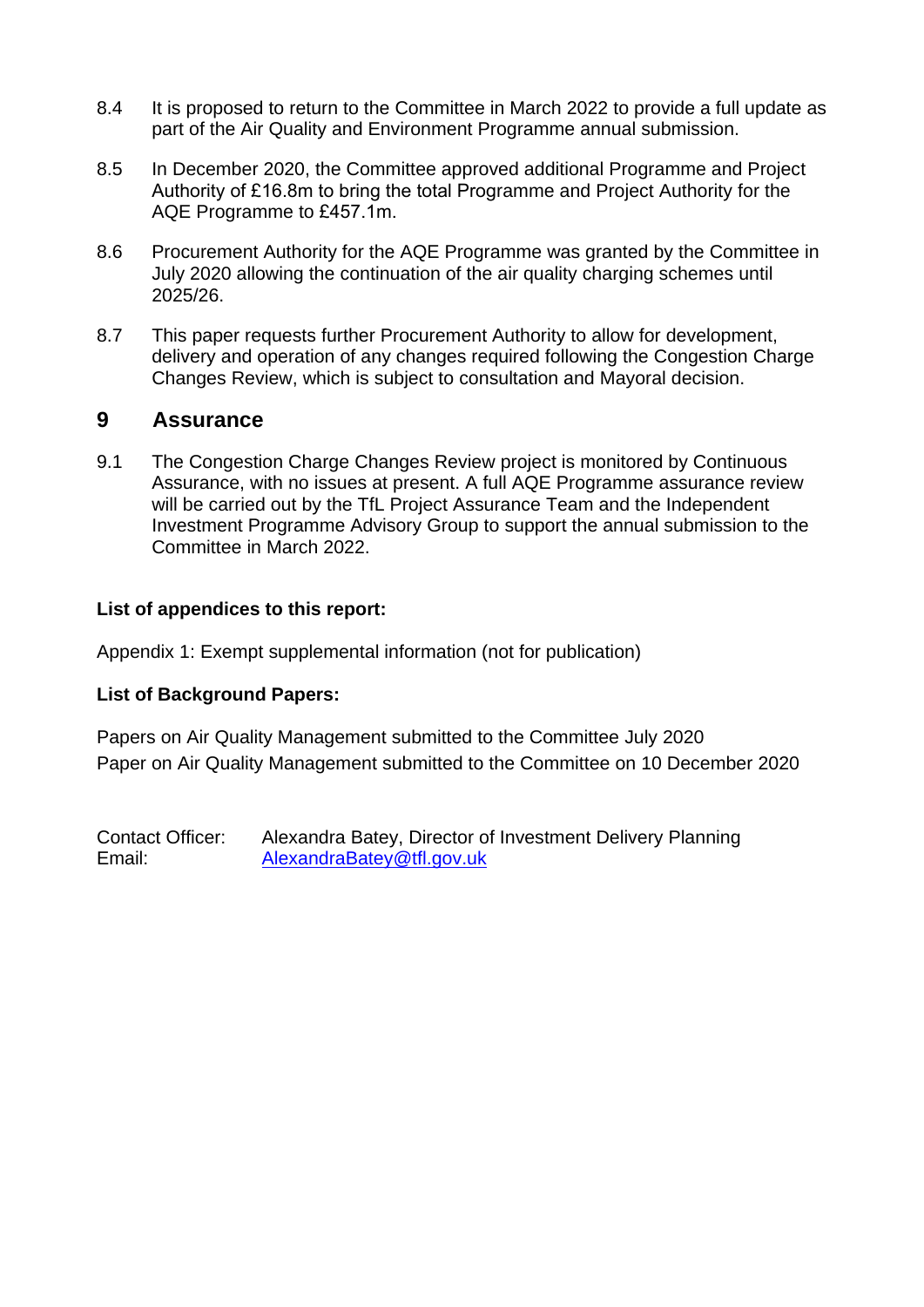8.4 It is proposed to return to the Committee in March 2022 to provide a full update as part of the Air Quality and Environment Programme annual submission.

8.5 In December 2020, the Committee approved additional Programme and Project Authority of £16.8m to bring the total Programme and Project Authority for the AQE Programme to £457.1m.

8.6 Procurement Authority for the AQE Programme was granted by the Committee in July 2020 allowing the continuation of the air quality charging schemes until 2025/26.

8.7 This paper requests further Procurement Authority to allow for development, delivery and operation of any changes required following the Congestion Charge Changes Review, which is subject to consultation and Mayoral decision.

## 9 Assurance

9.1 The Congestion Charge Changes Review project is monitored by Continuous Assurance, with no issues at present. A full AQE Programme assurance review will be carried out by the TfL Project Assurance Team and the Independent Investment Programme Advisory Group to support the annual submission to the Committee in March 2022.

**List of appendices to this report:**

Appendix 1: Exempt supplemental information (not for publication)

**List of Background Papers:**

Papers on Air Quality Management submitted to the Committee July 2020
Paper on Air Quality Management submitted to the Committee on 10 December 2020

Contact Officer: Alexandra Batey, Director of Investment Delivery Planning
Email: AlexandraBatey@tfl.gov.uk